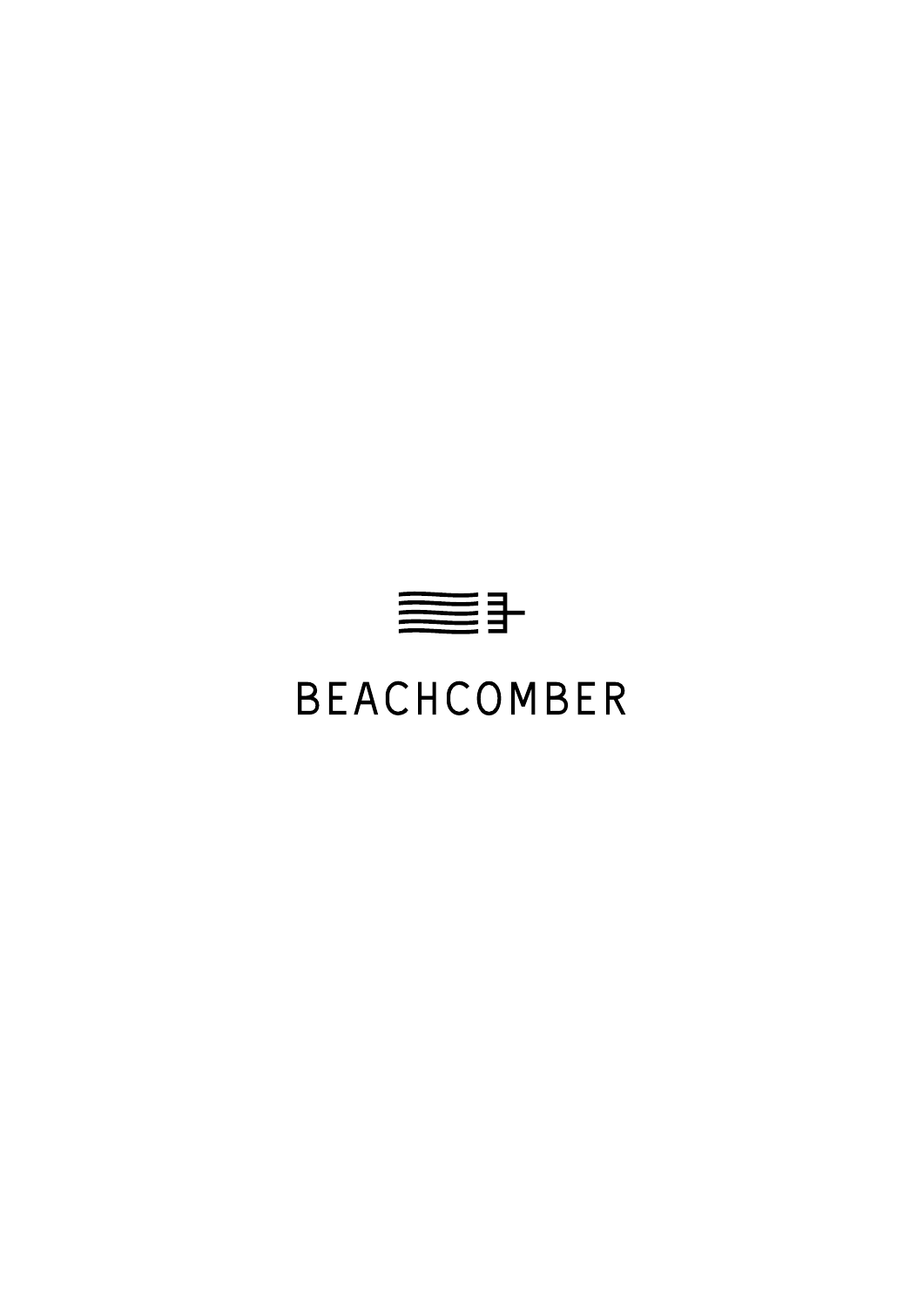# BEACHCOMBER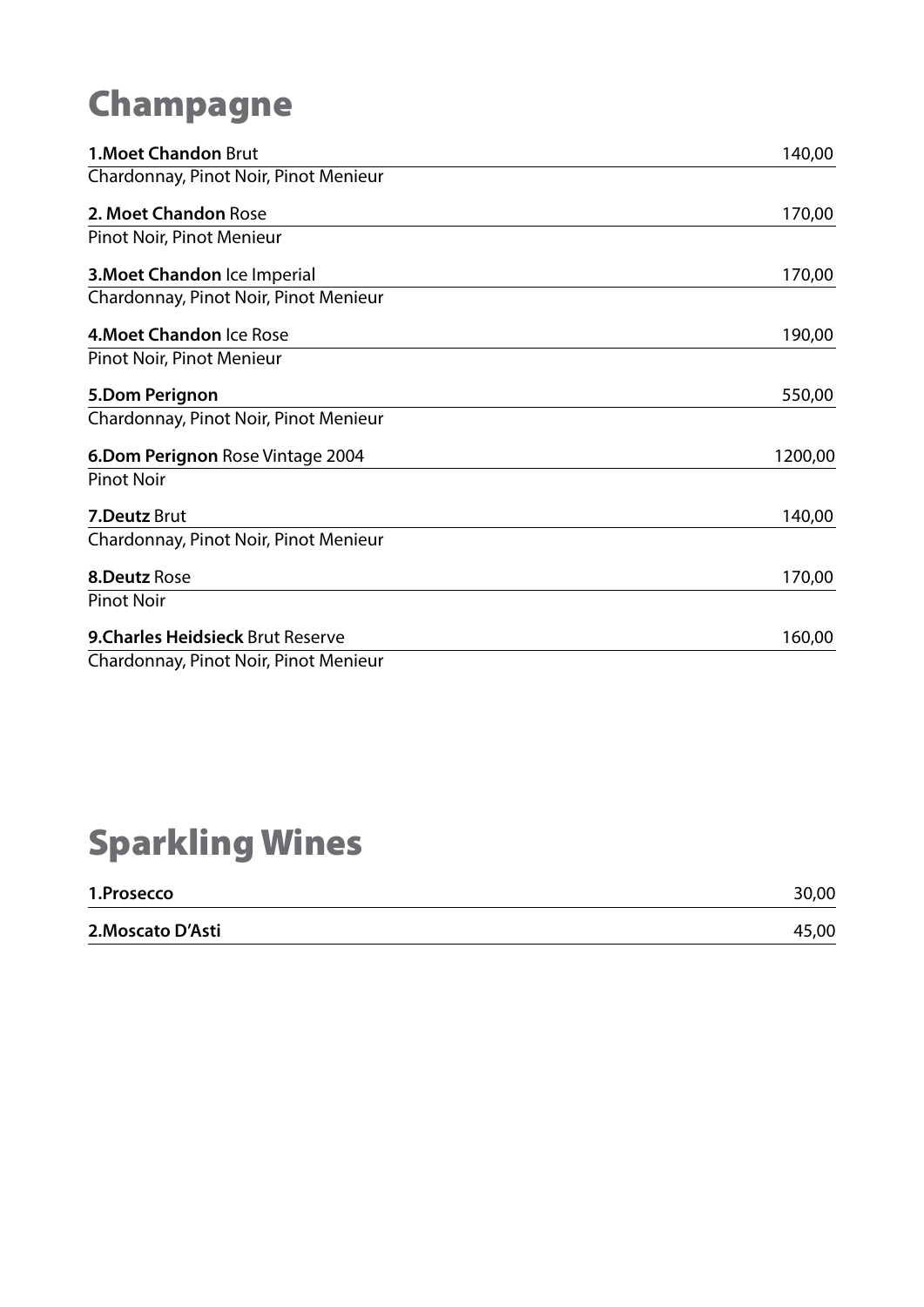# Champagne

**1.Moet Chandon** Brut 140,00
Chardonnay, Pinot Noir, Pinot Menieur

**2. Moet Chandon** Rose 170,00
Pinot Noir, Pinot Menieur

**3.Moet Chandon** Ice Imperial 170,00
Chardonnay, Pinot Noir, Pinot Menieur

**4.Moet Chandon** Ice Rose 190,00
Pinot Noir, Pinot Menieur

**5.Dom Perignon** 550,00
Chardonnay, Pinot Noir, Pinot Menieur

**6.Dom Perignon** Rose Vintage 2004 1200,00
Pinot Noir

**7.Deutz** Brut 140,00
Chardonnay, Pinot Noir, Pinot Menieur

**8.Deutz** Rose 170,00
Pinot Noir

**9.Charles Heidsieck** Brut Reserve 160,00
Chardonnay, Pinot Noir, Pinot Menieur

# Sparkling Wines

**1.Prosecco** 30,00

**2.Moscato D'Asti** 45,00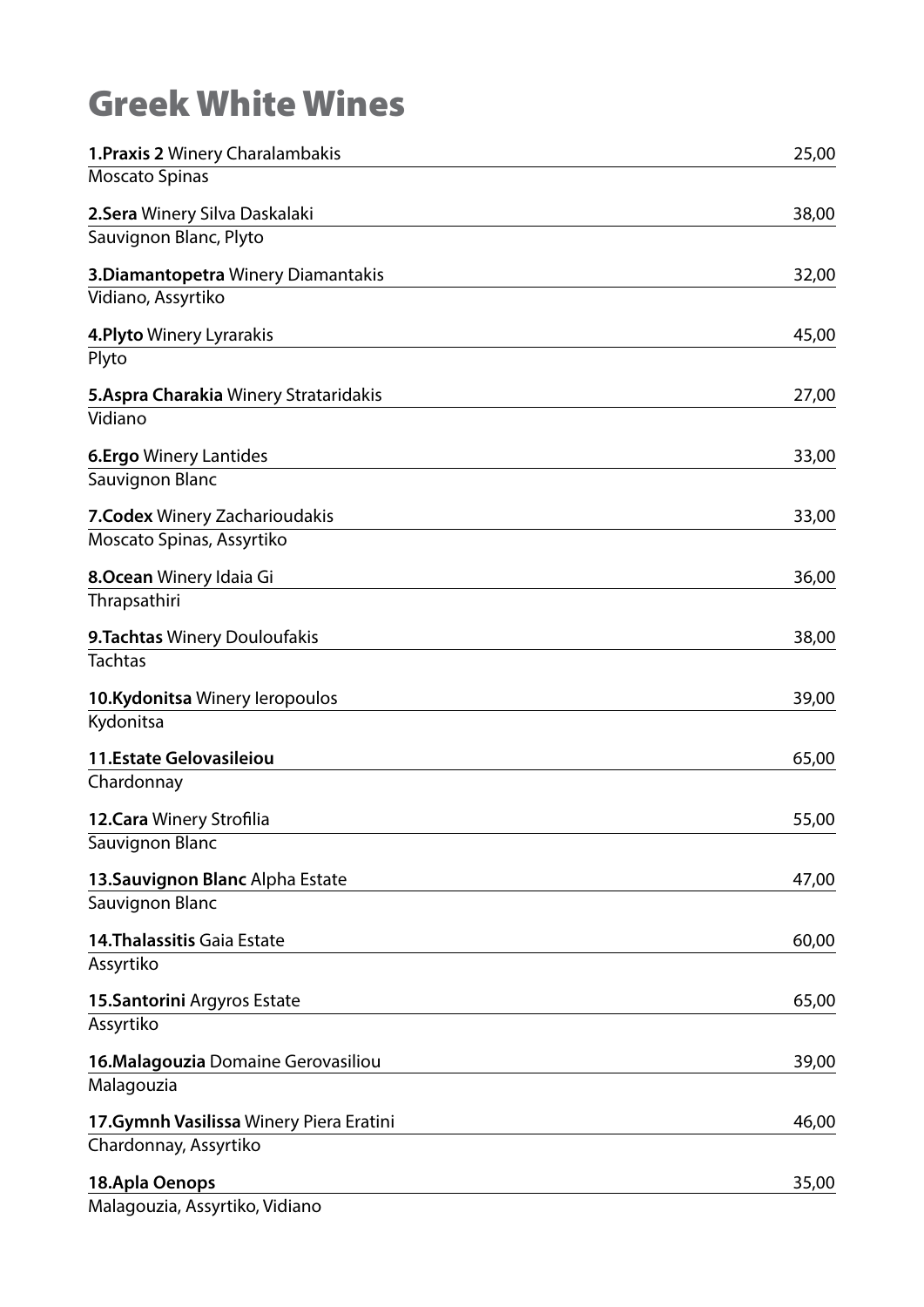# Greek White Wines

**1.Praxis 2** Winery Charalambakis 25,00
Moscato Spinas

**2.Sera** Winery Silva Daskalaki 38,00
Sauvignon Blanc, Plyto

**3.Diamantopetra** Winery Diamantakis 32,00
Vidiano, Assyrtiko

**4.Plyto** Winery Lyrarakis 45,00
Plyto

**5.Aspra Charakia** Winery Strataridakis 27,00
Vidiano

**6.Ergo** Winery Lantides 33,00
Sauvignon Blanc

**7.Codex** Winery Zacharioudakis 33,00
Moscato Spinas, Assyrtiko

**8.Ocean** Winery Idaia Gi 36,00
Thrapsathiri

**9.Tachtas** Winery Douloufakis 38,00
Tachtas

**10.Kydonitsa** Winery Ieropoulos 39,00
Kydonitsa

**11.Estate Gelovasileiou** 65,00
Chardonnay

**12.Cara** Winery Strofilia 55,00
Sauvignon Blanc

**13.Sauvignon Blanc** Alpha Estate 47,00
Sauvignon Blanc

**14.Thalassitis** Gaia Estate 60,00
Assyrtiko

**15.Santorini** Argyros Estate 65,00
Assyrtiko

**16.Malagouzia** Domaine Gerovasiliou 39,00
Malagouzia

**17.Gymnh Vasilissa** Winery Piera Eratini 46,00
Chardonnay, Assyrtiko

**18.Apla Oenops** 35,00
Malagouzia, Assyrtiko, Vidiano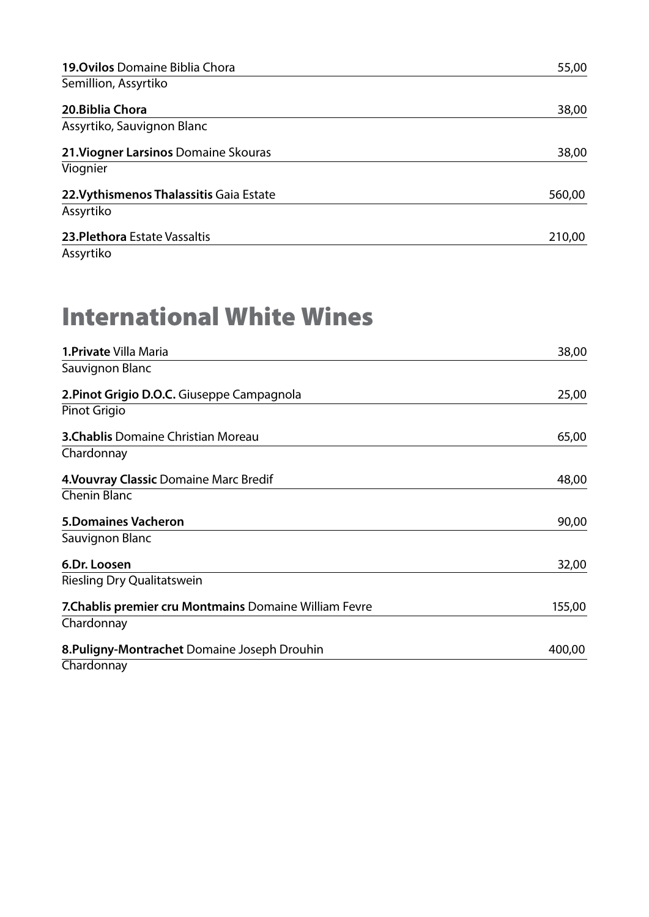**19.Ovilos** Domaine Biblia Chora 55,00
Semillion, Assyrtiko

**20.Biblia Chora** 38,00
Assyrtiko, Sauvignon Blanc

**21.Viogner Larsinos** Domaine Skouras 38,00
Viognier

**22.Vythismenos Thalassitis** Gaia Estate 560,00
Assyrtiko

**23.Plethora** Estate Vassaltis 210,00
Assyrtiko

# International White Wines

**1.Private** Villa Maria 38,00
Sauvignon Blanc

**2.Pinot Grigio D.O.C.** Giuseppe Campagnola 25,00
Pinot Grigio

**3.Chablis** Domaine Christian Moreau 65,00
Chardonnay

**4.Vouvray Classic** Domaine Marc Bredif 48,00
Chenin Blanc

**5.Domaines Vacheron** 90,00
Sauvignon Blanc

**6.Dr. Loosen** 32,00
Riesling Dry Qualitatswein

**7.Chablis premier cru Montmains** Domaine William Fevre 155,00
Chardonnay

**8.Puligny-Montrachet** Domaine Joseph Drouhin 400,00
Chardonnay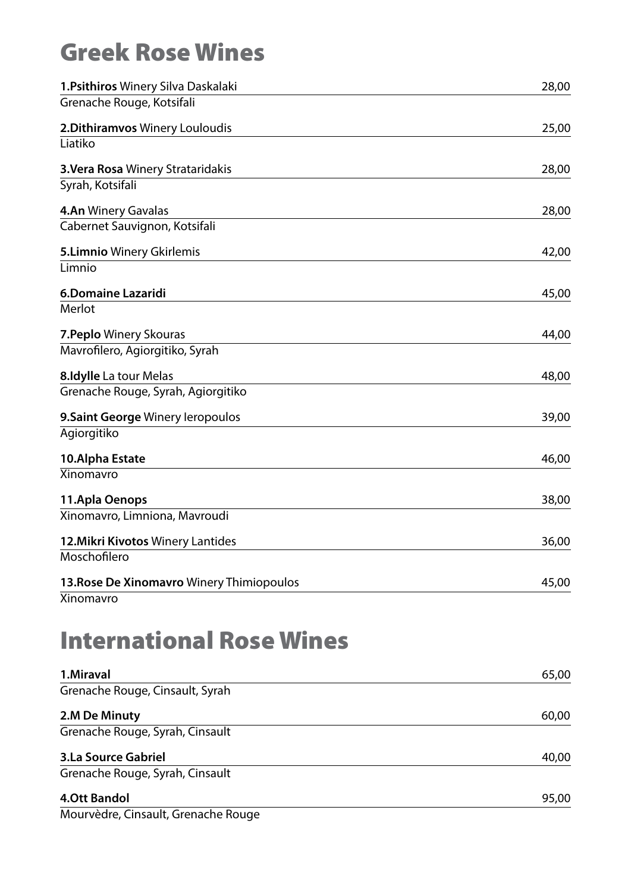# Greek Rose Wines

**1.Psithiros** Winery Silva Daskalaki — 28,00
Grenache Rouge, Kotsifali

**2.Dithiramvos** Winery Louloudis — 25,00
Liatiko

**3.Vera Rosa** Winery Strataridakis — 28,00
Syrah, Kotsifali

**4.An** Winery Gavalas — 28,00
Cabernet Sauvignon, Kotsifali

**5.Limnio** Winery Gkirlemis — 42,00
Limnio

**6.Domaine Lazaridi** — 45,00
Merlot

**7.Peplo** Winery Skouras — 44,00
Mavrofilero, Agiorgitiko, Syrah

**8.Idylle** La tour Melas — 48,00
Grenache Rouge, Syrah, Agiorgitiko

**9.Saint George** Winery Ieropoulos — 39,00
Agiorgitiko

**10.Alpha Estate** — 46,00
Xinomavro

**11.Apla Oenops** — 38,00
Xinomavro, Limniona, Mavroudi

**12.Mikri Kivotos** Winery Lantides — 36,00
Moschofilero

**13.Rose De Xinomavro** Winery Thimiopoulos — 45,00
Xinomavro

# International Rose Wines

**1.Miraval** — 65,00
Grenache Rouge, Cinsault, Syrah

**2.M De Minuty** — 60,00
Grenache Rouge, Syrah, Cinsault

**3.La Source Gabriel** — 40,00
Grenache Rouge, Syrah, Cinsault

**4.Ott Bandol** — 95,00
Mourvèdre, Cinsault, Grenache Rouge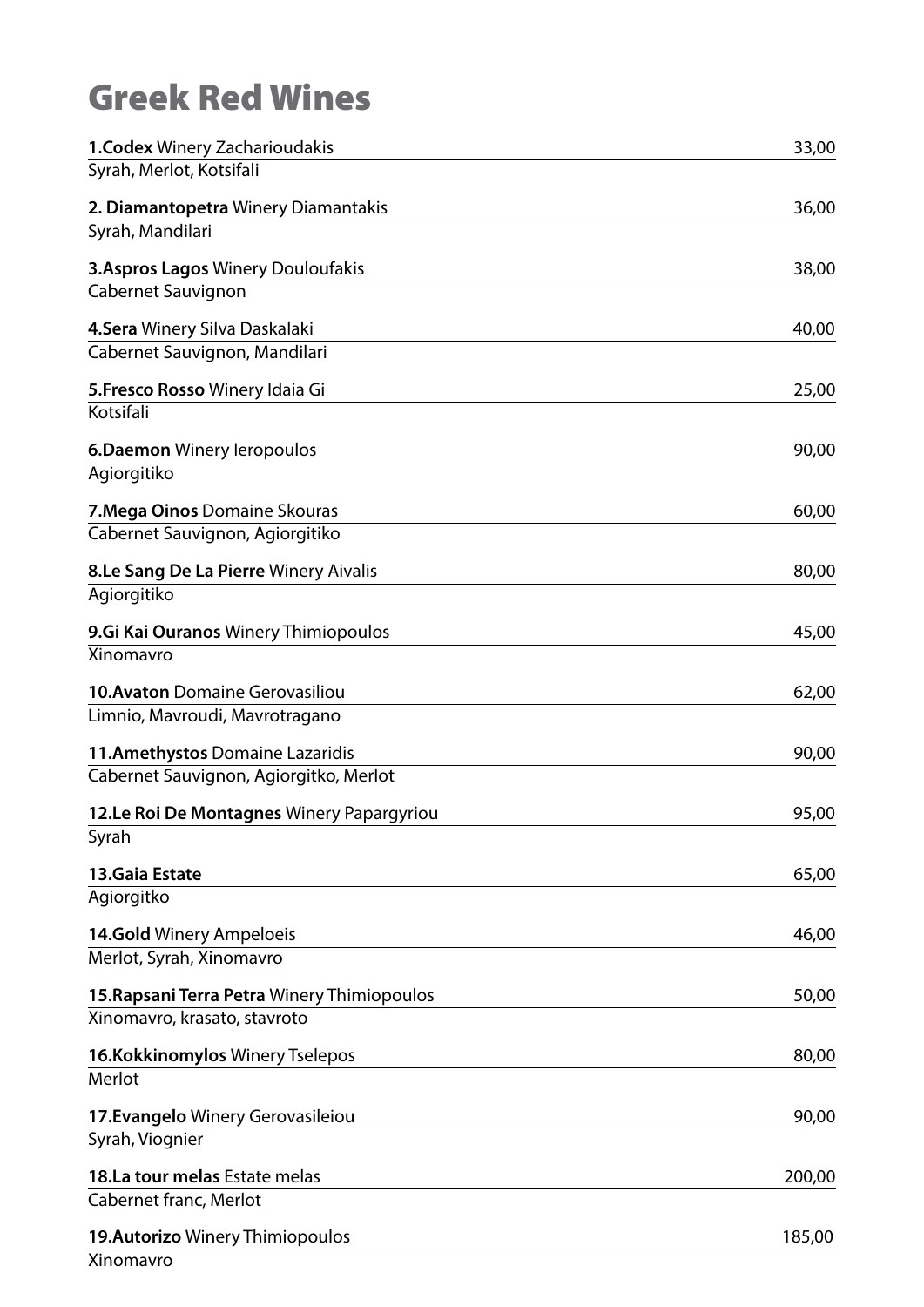# Greek Red Wines

**1.Codex** Winery Zacharioudakis — 33,00
Syrah, Merlot, Kotsifali

**2. Diamantopetra** Winery Diamantakis — 36,00
Syrah, Mandilari

**3.Aspros Lagos** Winery Douloufakis — 38,00
Cabernet Sauvignon

**4.Sera** Winery Silva Daskalaki — 40,00
Cabernet Sauvignon, Mandilari

**5.Fresco Rosso** Winery Idaia Gi — 25,00
Kotsifali

**6.Daemon** Winery Ieropoulos — 90,00
Agiorgitiko

**7.Mega Oinos** Domaine Skouras — 60,00
Cabernet Sauvignon, Agiorgitiko

**8.Le Sang De La Pierre** Winery Aivalis — 80,00
Agiorgitiko

**9.Gi Kai Ouranos** Winery Thimiopoulos — 45,00
Xinomavro

**10.Avaton** Domaine Gerovasiliou — 62,00
Limnio, Mavroudi, Mavrotragano

**11.Amethystos** Domaine Lazaridis — 90,00
Cabernet Sauvignon, Agiorgitko, Merlot

**12.Le Roi De Montagnes** Winery Papargyriou — 95,00
Syrah

**13.Gaia Estate** — 65,00
Agiorgitko

**14.Gold** Winery Ampeloeis — 46,00
Merlot, Syrah, Xinomavro

**15.Rapsani Terra Petra** Winery Thimiopoulos — 50,00
Xinomavro, krasato, stavroto

**16.Kokkinomylos** Winery Tselepos — 80,00
Merlot

**17.Evangelo** Winery Gerovasileiou — 90,00
Syrah, Viognier

**18.La tour melas** Estate melas — 200,00
Cabernet franc, Merlot

**19.Autorizo** Winery Thimiopoulos — 185,00
Xinomavro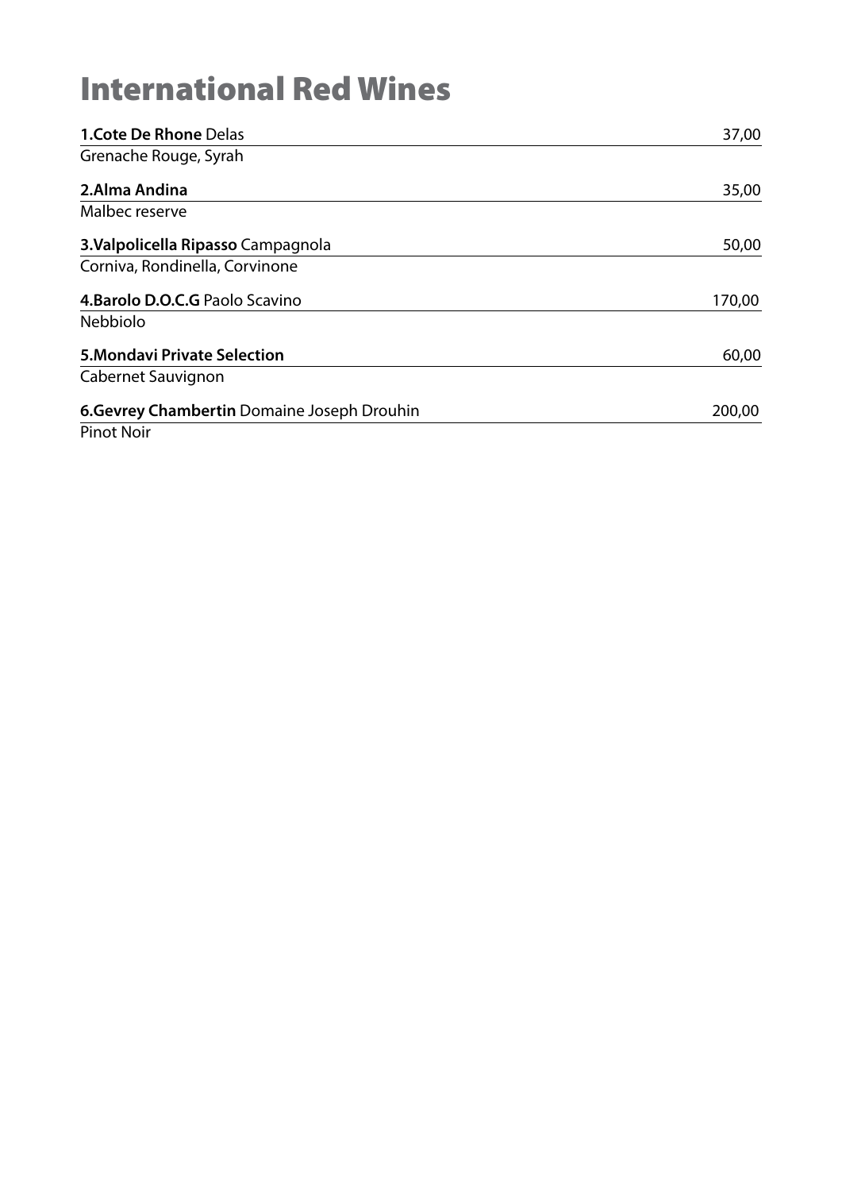# International Red Wines

**1.Cote De Rhone** Delas 37,00

Grenache Rouge, Syrah

**2.Alma Andina** 35,00

Malbec reserve

**3.Valpolicella Ripasso** Campagnola 50,00

Corniva, Rondinella, Corvinone

**4.Barolo D.O.C.G** Paolo Scavino 170,00

Nebbiolo

**5.Mondavi Private Selection** 60,00

Cabernet Sauvignon

**6.Gevrey Chambertin** Domaine Joseph Drouhin 200,00

Pinot Noir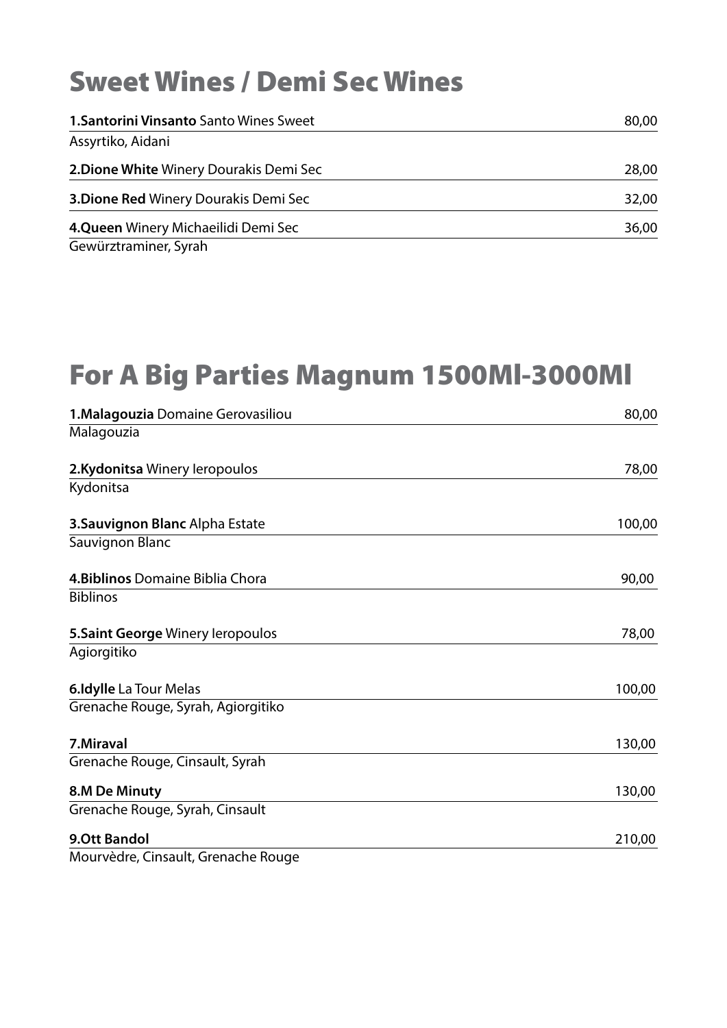# Sweet Wines / Demi Sec Wines

**1.Santorini Vinsanto** Santo Wines Sweet 80,00
Assyrtiko, Aidani

**2.Dione White** Winery Dourakis Demi Sec 28,00

**3.Dione Red** Winery Dourakis Demi Sec 32,00

**4.Queen** Winery Michaeilidi Demi Sec 36,00
Gewürztraminer, Syrah

# For A Big Parties Magnum 1500Ml-3000Ml

**1.Malagouzia** Domaine Gerovasiliou 80,00
Malagouzia

**2.Kydonitsa** Winery Ieropoulos 78,00
Kydonitsa

**3.Sauvignon Blanc** Alpha Estate 100,00
Sauvignon Blanc

**4.Biblinos** Domaine Biblia Chora 90,00
Biblinos

**5.Saint George** Winery Ieropoulos 78,00
Agiorgitiko

**6.Idylle** La Tour Melas 100,00
Grenache Rouge, Syrah, Agiorgitiko

**7.Miraval** 130,00
Grenache Rouge, Cinsault, Syrah

**8.M De Minuty** 130,00
Grenache Rouge, Syrah, Cinsault

**9.Ott Bandol** 210,00
Mourvèdre, Cinsault, Grenache Rouge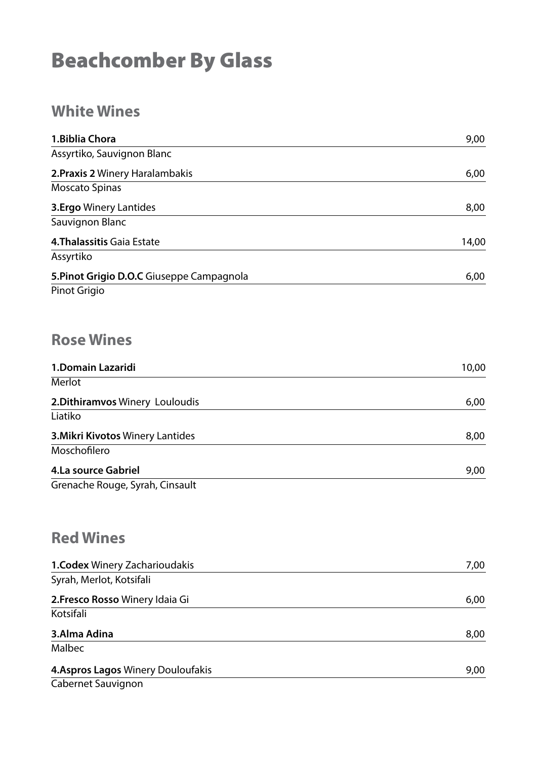# Beachcomber By Glass

## White Wines

**1.Biblia Chora** 9,00
Assyrtiko, Sauvignon Blanc

**2.Praxis 2** Winery Haralambakis 6,00
Moscato Spinas

**3.Ergo** Winery Lantides 8,00
Sauvignon Blanc

**4.Thalassitis** Gaia Estate 14,00
Assyrtiko

**5.Pinot Grigio D.O.C** Giuseppe Campagnola 6,00
Pinot Grigio

## Rose Wines

**1.Domain Lazaridi** 10,00
Merlot

**2.Dithiramvos** Winery Louloudis 6,00
Liatiko

**3.Mikri Kivotos** Winery Lantides 8,00
Moschofilero

**4.La source Gabriel** 9,00
Grenache Rouge, Syrah, Cinsault

## Red Wines

**1.Codex** Winery Zacharioudakis 7,00
Syrah, Merlot, Kotsifali

**2.Fresco Rosso** Winery Idaia Gi 6,00
Kotsifali

**3.Alma Adina** 8,00
Malbec

**4.Aspros Lagos** Winery Douloufakis 9,00
Cabernet Sauvignon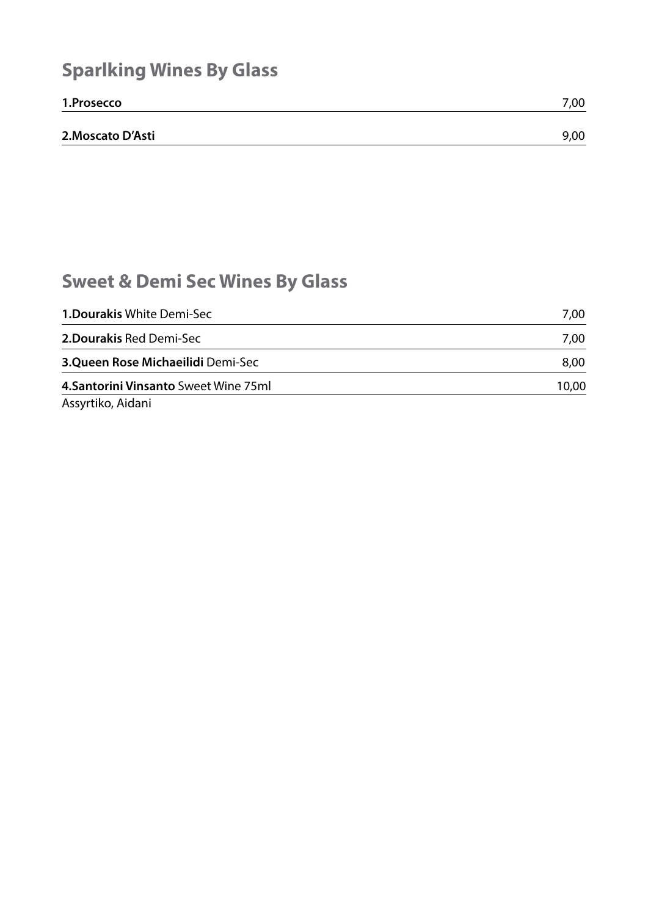## Sparlking Wines By Glass

| | |
|---|---|
| **1.Prosecco** | 7,00 |
| **2.Moscato D'Asti** | 9,00 |

## Sweet & Demi Sec Wines By Glass

| | |
|---|---|
| **1.Dourakis** White Demi-Sec | 7,00 |
| **2.Dourakis** Red Demi-Sec | 7,00 |
| **3.Queen Rose Michaeilidi** Demi-Sec | 8,00 |
| **4.Santorini Vinsanto** Sweet Wine 75ml | 10,00 |

Assyrtiko, Aidani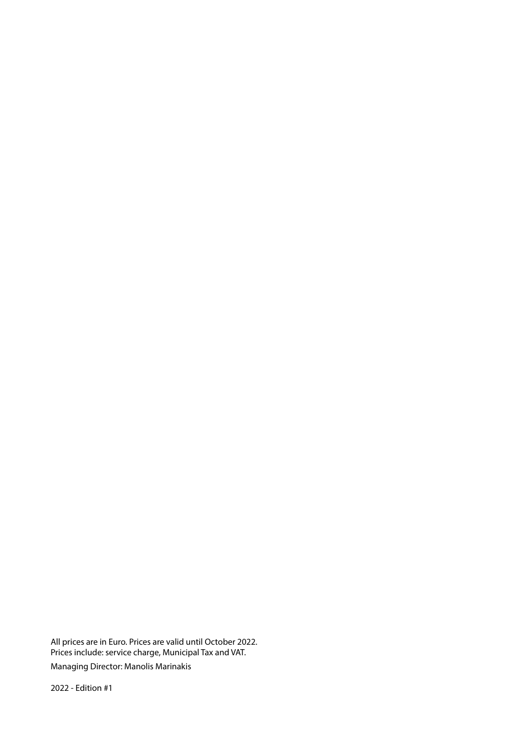All prices are in Euro. Prices are valid until October 2022.
Prices include: service charge, Municipal Tax and VAT.

Managing Director: Manolis Marinakis

2022 - Edition #1